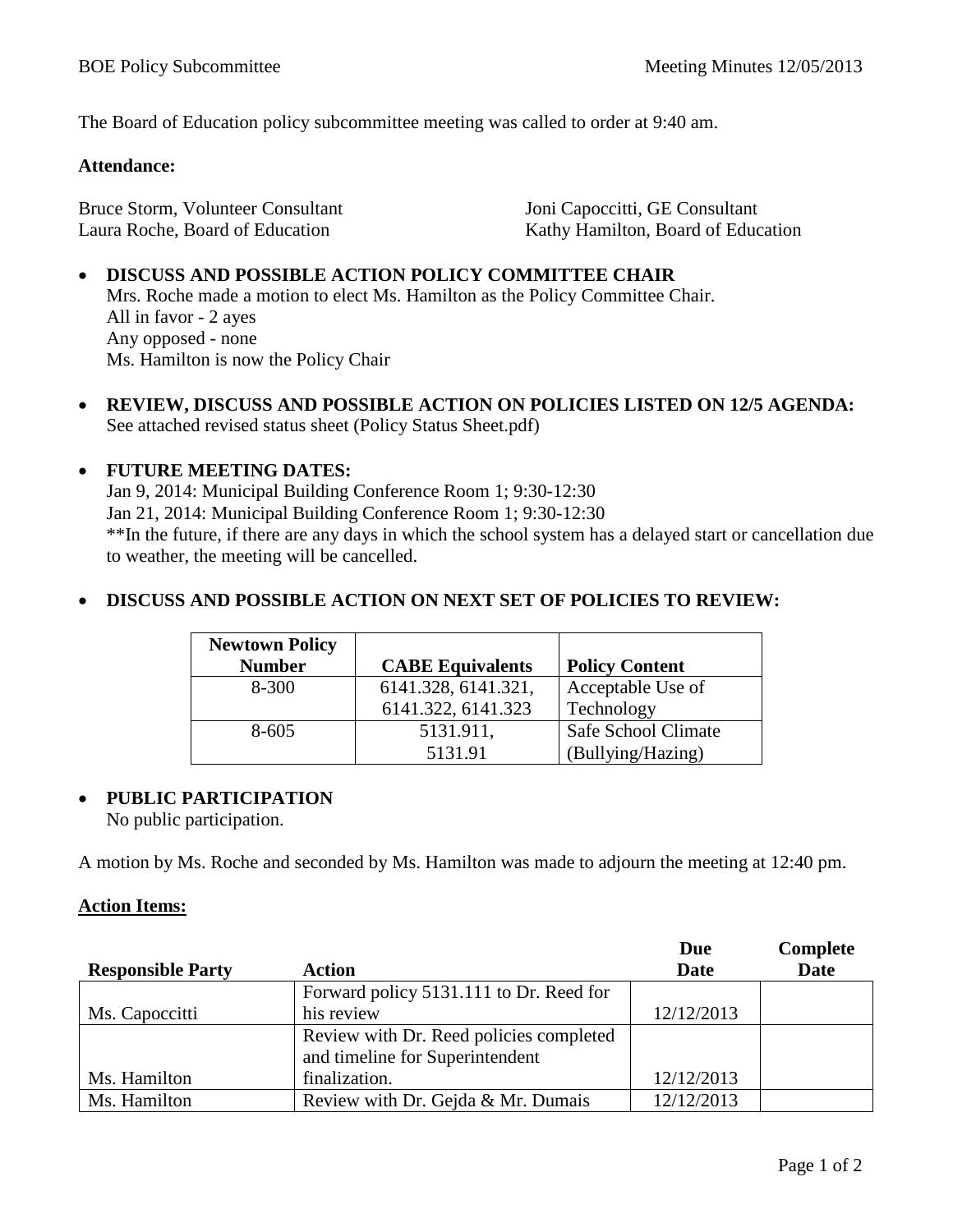BOE Policy Subcommittee Meeting Minutes 12/05/2013

The Board of Education policy subcommittee meeting was called to order at 9:40 am.

**Attendance:**

Bruce Storm, Volunteer Consultant
Joni Capoccitti, GE Consultant
Laura Roche, Board of Education
Kathy Hamilton, Board of Education

- **DISCUSS AND POSSIBLE ACTION POLICY COMMITTEE CHAIR**
  Mrs. Roche made a motion to elect Ms. Hamilton as the Policy Committee Chair.
  All in favor - 2 ayes
  Any opposed - none
  Ms. Hamilton is now the Policy Chair

- **REVIEW, DISCUSS AND POSSIBLE ACTION ON POLICIES LISTED ON 12/5 AGENDA:**
  See attached revised status sheet (Policy Status Sheet.pdf)

- **FUTURE MEETING DATES:**
  Jan 9, 2014: Municipal Building Conference Room 1; 9:30-12:30
  Jan 21, 2014: Municipal Building Conference Room 1; 9:30-12:30
  **In the future, if there are any days in which the school system has a delayed start or cancellation due to weather, the meeting will be cancelled.

- **DISCUSS AND POSSIBLE ACTION ON NEXT SET OF POLICIES TO REVIEW:**

| Newtown Policy Number | CABE Equivalents | Policy Content |
|---|---|---|
| 8-300 | 6141.328, 6141.321, 6141.322, 6141.323 | Acceptable Use of Technology |
| 8-605 | 5131.911, 5131.91 | Safe School Climate (Bullying/Hazing) |

- **PUBLIC PARTICIPATION**
  No public participation.

A motion by Ms. Roche and seconded by Ms. Hamilton was made to adjourn the meeting at 12:40 pm.

**Action Items:**

| Responsible Party | Action | Due Date | Complete Date |
|---|---|---|---|
| Ms. Capoccitti | Forward policy 5131.111 to Dr. Reed for his review | 12/12/2013 | |
| Ms. Hamilton | Review with Dr. Reed policies completed and timeline for Superintendent finalization. | 12/12/2013 | |
| Ms. Hamilton | Review with Dr. Gejda & Mr. Dumais | 12/12/2013 | |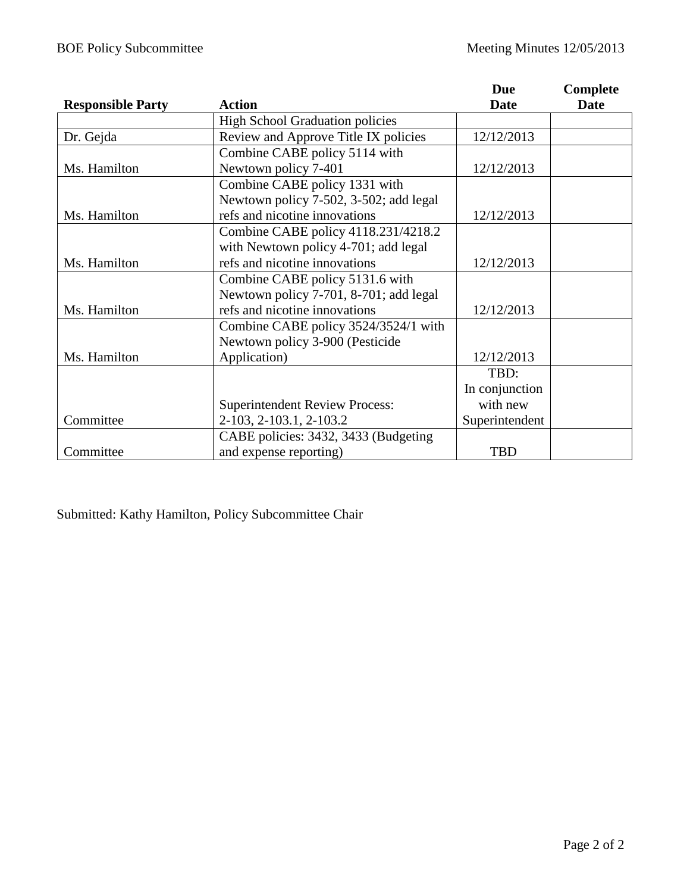| Responsible Party | Action | Due Date | Complete Date |
|---|---|---|---|
| | High School Graduation policies | | |
| Dr. Gejda | Review and Approve Title IX policies | 12/12/2013 | |
| Ms. Hamilton | Combine CABE policy 5114 with Newtown policy 7-401 | 12/12/2013 | |
| Ms. Hamilton | Combine CABE policy 1331 with Newtown policy 7-502, 3-502; add legal refs and nicotine innovations | 12/12/2013 | |
| Ms. Hamilton | Combine CABE policy 4118.231/4218.2 with Newtown policy 4-701; add legal refs and nicotine innovations | 12/12/2013 | |
| Ms. Hamilton | Combine CABE policy 5131.6 with Newtown policy 7-701, 8-701; add legal refs and nicotine innovations | 12/12/2013 | |
| Ms. Hamilton | Combine CABE policy 3524/3524/1 with Newtown policy 3-900 (Pesticide Application) | 12/12/2013 | |
| Committee | Superintendent Review Process: 2-103, 2-103.1, 2-103.2 | TBD: In conjunction with new Superintendent | |
| Committee | CABE policies: 3432, 3433 (Budgeting and expense reporting) | TBD | |

Submitted: Kathy Hamilton, Policy Subcommittee Chair